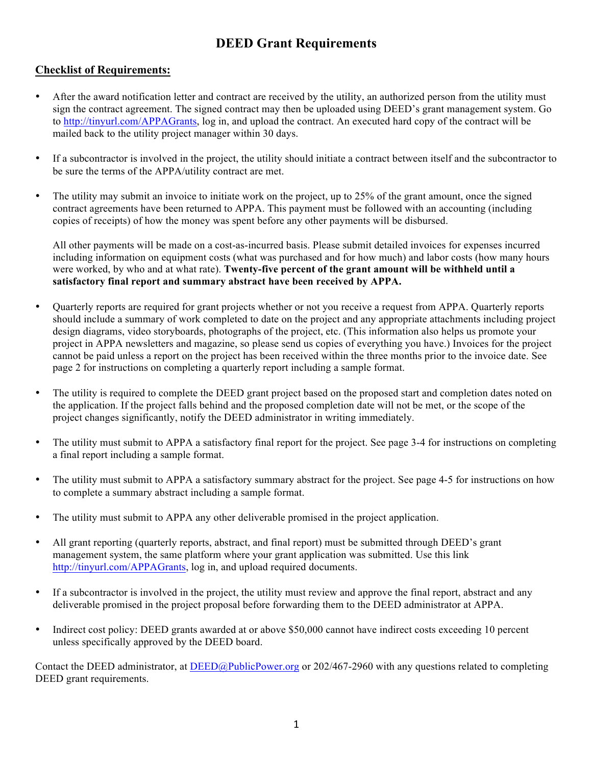# DEED Grant Requirements

## Checklist of Requirements:

- After the award notification letter and contract are received by the utility, an authorized person from the utility must sign the contract agreement. The signed contract may then be uploaded using DEED's grant management system. Go to http://tinyurl.com/APPAGrants, log in, and upload the contract. An executed hard copy of the contract will be mailed back to the utility project manager within 30 days.

- If a subcontractor is involved in the project, the utility should initiate a contract between itself and the subcontractor to be sure the terms of the APPA/utility contract are met.

- The utility may submit an invoice to initiate work on the project, up to 25% of the grant amount, once the signed contract agreements have been returned to APPA. This payment must be followed with an accounting (including copies of receipts) of how the money was spent before any other payments will be disbursed.

  All other payments will be made on a cost-as-incurred basis. Please submit detailed invoices for expenses incurred including information on equipment costs (what was purchased and for how much) and labor costs (how many hours were worked, by who and at what rate). **Twenty-five percent of the grant amount will be withheld until a satisfactory final report and summary abstract have been received by APPA.**

- Quarterly reports are required for grant projects whether or not you receive a request from APPA. Quarterly reports should include a summary of work completed to date on the project and any appropriate attachments including project design diagrams, video storyboards, photographs of the project, etc. (This information also helps us promote your project in APPA newsletters and magazine, so please send us copies of everything you have.) Invoices for the project cannot be paid unless a report on the project has been received within the three months prior to the invoice date. See page 2 for instructions on completing a quarterly report including a sample format.

- The utility is required to complete the DEED grant project based on the proposed start and completion dates noted on the application. If the project falls behind and the proposed completion date will not be met, or the scope of the project changes significantly, notify the DEED administrator in writing immediately.

- The utility must submit to APPA a satisfactory final report for the project. See page 3-4 for instructions on completing a final report including a sample format.

- The utility must submit to APPA a satisfactory summary abstract for the project. See page 4-5 for instructions on how to complete a summary abstract including a sample format.

- The utility must submit to APPA any other deliverable promised in the project application.

- All grant reporting (quarterly reports, abstract, and final report) must be submitted through DEED's grant management system, the same platform where your grant application was submitted. Use this link http://tinyurl.com/APPAGrants, log in, and upload required documents.

- If a subcontractor is involved in the project, the utility must review and approve the final report, abstract and any deliverable promised in the project proposal before forwarding them to the DEED administrator at APPA.

- Indirect cost policy: DEED grants awarded at or above $50,000 cannot have indirect costs exceeding 10 percent unless specifically approved by the DEED board.

Contact the DEED administrator, at DEED@PublicPower.org or 202/467-2960 with any questions related to completing DEED grant requirements.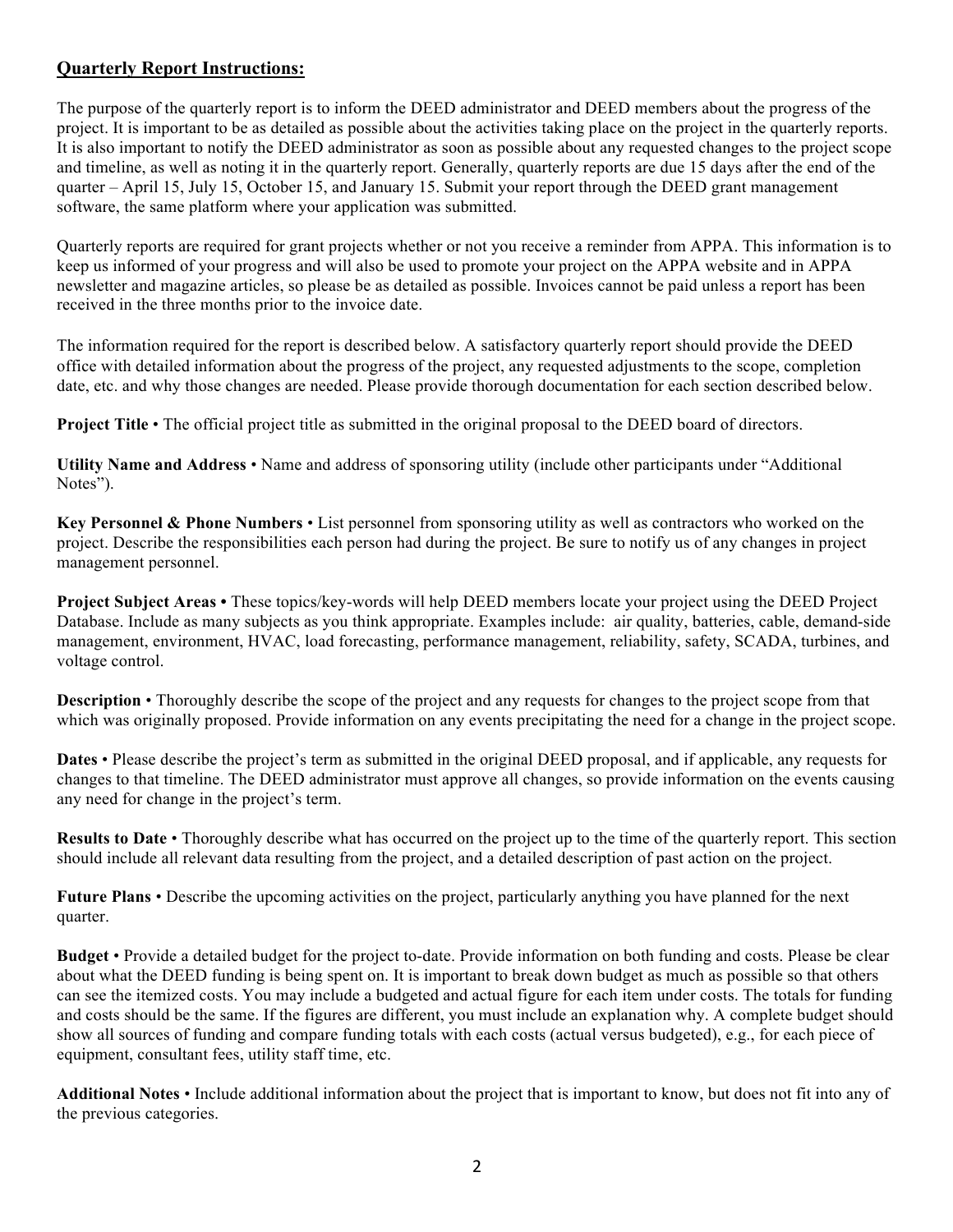## Quarterly Report Instructions:

The purpose of the quarterly report is to inform the DEED administrator and DEED members about the progress of the project. It is important to be as detailed as possible about the activities taking place on the project in the quarterly reports. It is also important to notify the DEED administrator as soon as possible about any requested changes to the project scope and timeline, as well as noting it in the quarterly report. Generally, quarterly reports are due 15 days after the end of the quarter – April 15, July 15, October 15, and January 15. Submit your report through the DEED grant management software, the same platform where your application was submitted.

Quarterly reports are required for grant projects whether or not you receive a reminder from APPA. This information is to keep us informed of your progress and will also be used to promote your project on the APPA website and in APPA newsletter and magazine articles, so please be as detailed as possible. Invoices cannot be paid unless a report has been received in the three months prior to the invoice date.

The information required for the report is described below. A satisfactory quarterly report should provide the DEED office with detailed information about the progress of the project, any requested adjustments to the scope, completion date, etc. and why those changes are needed. Please provide thorough documentation for each section described below.

**Project Title** • The official project title as submitted in the original proposal to the DEED board of directors.

**Utility Name and Address** • Name and address of sponsoring utility (include other participants under "Additional Notes").

**Key Personnel & Phone Numbers** • List personnel from sponsoring utility as well as contractors who worked on the project. Describe the responsibilities each person had during the project. Be sure to notify us of any changes in project management personnel.

**Project Subject Areas •** These topics/key-words will help DEED members locate your project using the DEED Project Database. Include as many subjects as you think appropriate. Examples include: air quality, batteries, cable, demand-side management, environment, HVAC, load forecasting, performance management, reliability, safety, SCADA, turbines, and voltage control.

**Description** • Thoroughly describe the scope of the project and any requests for changes to the project scope from that which was originally proposed. Provide information on any events precipitating the need for a change in the project scope.

**Dates** • Please describe the project's term as submitted in the original DEED proposal, and if applicable, any requests for changes to that timeline. The DEED administrator must approve all changes, so provide information on the events causing any need for change in the project's term.

**Results to Date** • Thoroughly describe what has occurred on the project up to the time of the quarterly report. This section should include all relevant data resulting from the project, and a detailed description of past action on the project.

**Future Plans** • Describe the upcoming activities on the project, particularly anything you have planned for the next quarter.

**Budget** • Provide a detailed budget for the project to-date. Provide information on both funding and costs. Please be clear about what the DEED funding is being spent on. It is important to break down budget as much as possible so that others can see the itemized costs. You may include a budgeted and actual figure for each item under costs. The totals for funding and costs should be the same. If the figures are different, you must include an explanation why. A complete budget should show all sources of funding and compare funding totals with each costs (actual versus budgeted), e.g., for each piece of equipment, consultant fees, utility staff time, etc.

**Additional Notes** • Include additional information about the project that is important to know, but does not fit into any of the previous categories.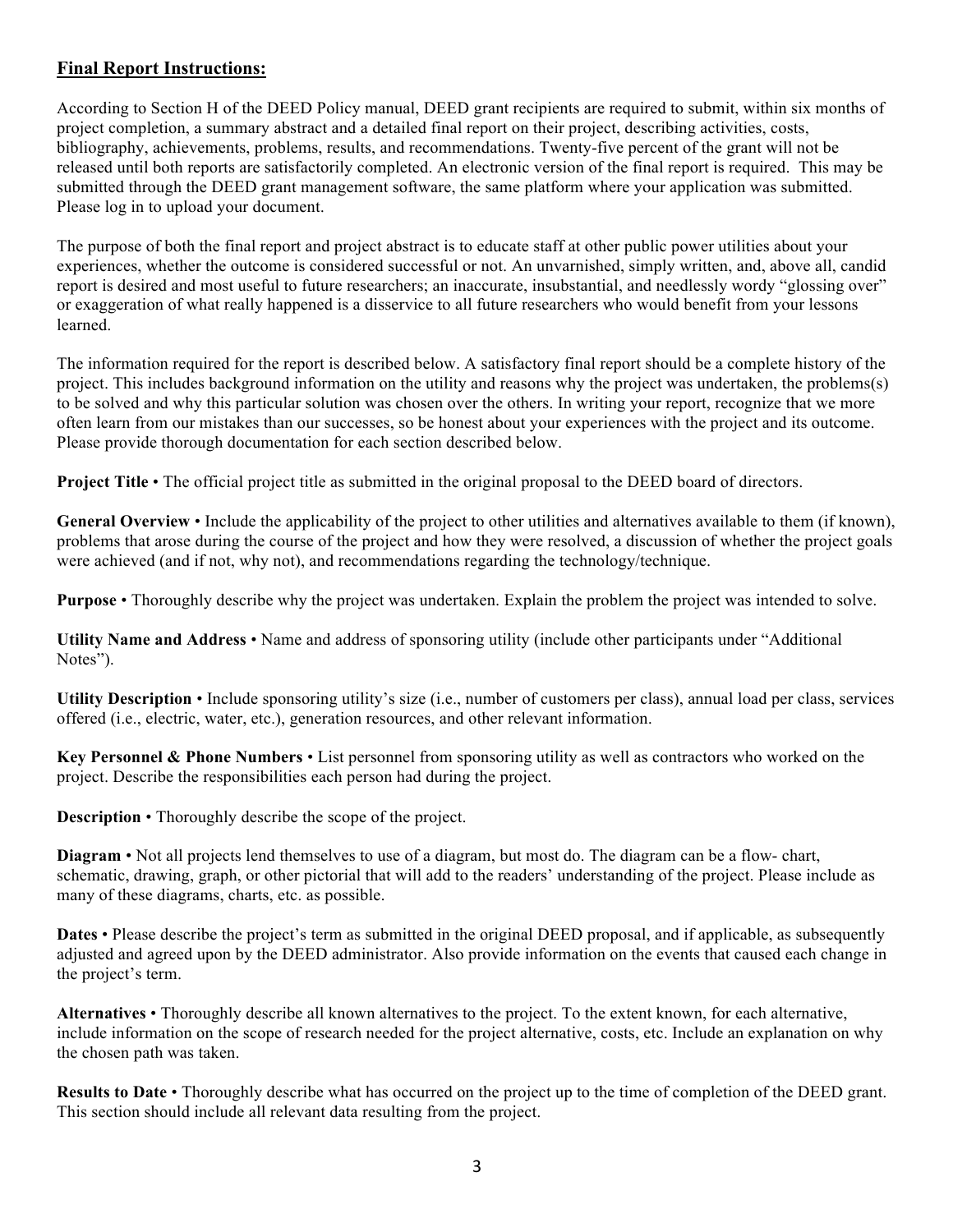## Final Report Instructions:

According to Section H of the DEED Policy manual, DEED grant recipients are required to submit, within six months of project completion, a summary abstract and a detailed final report on their project, describing activities, costs, bibliography, achievements, problems, results, and recommendations. Twenty-five percent of the grant will not be released until both reports are satisfactorily completed. An electronic version of the final report is required. This may be submitted through the DEED grant management software, the same platform where your application was submitted. Please log in to upload your document.

The purpose of both the final report and project abstract is to educate staff at other public power utilities about your experiences, whether the outcome is considered successful or not. An unvarnished, simply written, and, above all, candid report is desired and most useful to future researchers; an inaccurate, insubstantial, and needlessly wordy "glossing over" or exaggeration of what really happened is a disservice to all future researchers who would benefit from your lessons learned.

The information required for the report is described below. A satisfactory final report should be a complete history of the project. This includes background information on the utility and reasons why the project was undertaken, the problems(s) to be solved and why this particular solution was chosen over the others. In writing your report, recognize that we more often learn from our mistakes than our successes, so be honest about your experiences with the project and its outcome. Please provide thorough documentation for each section described below.

**Project Title** • The official project title as submitted in the original proposal to the DEED board of directors.

**General Overview** • Include the applicability of the project to other utilities and alternatives available to them (if known), problems that arose during the course of the project and how they were resolved, a discussion of whether the project goals were achieved (and if not, why not), and recommendations regarding the technology/technique.

**Purpose** • Thoroughly describe why the project was undertaken. Explain the problem the project was intended to solve.

**Utility Name and Address** • Name and address of sponsoring utility (include other participants under "Additional Notes").

**Utility Description** • Include sponsoring utility's size (i.e., number of customers per class), annual load per class, services offered (i.e., electric, water, etc.), generation resources, and other relevant information.

**Key Personnel & Phone Numbers** • List personnel from sponsoring utility as well as contractors who worked on the project. Describe the responsibilities each person had during the project.

**Description** • Thoroughly describe the scope of the project.

**Diagram** • Not all projects lend themselves to use of a diagram, but most do. The diagram can be a flow- chart, schematic, drawing, graph, or other pictorial that will add to the readers' understanding of the project. Please include as many of these diagrams, charts, etc. as possible.

**Dates** • Please describe the project's term as submitted in the original DEED proposal, and if applicable, as subsequently adjusted and agreed upon by the DEED administrator. Also provide information on the events that caused each change in the project's term.

**Alternatives** • Thoroughly describe all known alternatives to the project. To the extent known, for each alternative, include information on the scope of research needed for the project alternative, costs, etc. Include an explanation on why the chosen path was taken.

**Results to Date** • Thoroughly describe what has occurred on the project up to the time of completion of the DEED grant. This section should include all relevant data resulting from the project.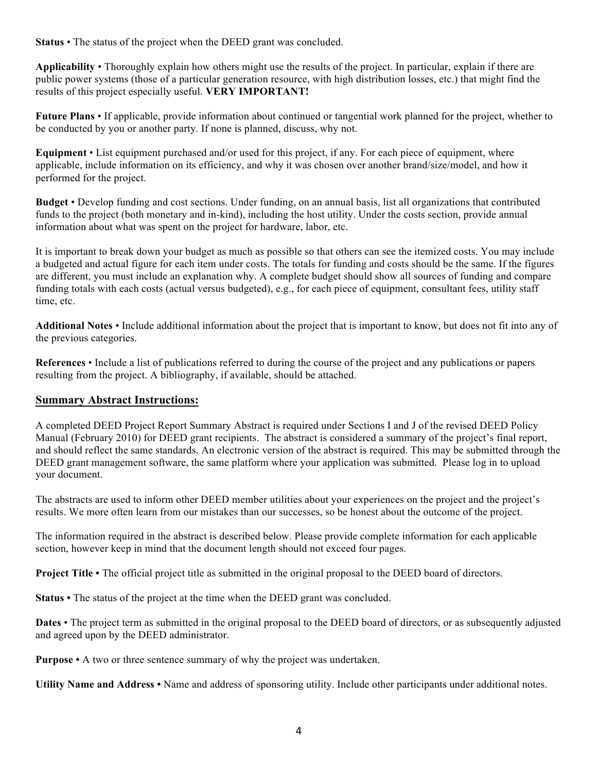**Status** • The status of the project when the DEED grant was concluded.

**Applicability** • Thoroughly explain how others might use the results of the project. In particular, explain if there are public power systems (those of a particular generation resource, with high distribution losses, etc.) that might find the results of this project especially useful. **VERY IMPORTANT!**

**Future Plans** • If applicable, provide information about continued or tangential work planned for the project, whether to be conducted by you or another party. If none is planned, discuss, why not.

**Equipment** • List equipment purchased and/or used for this project, if any. For each piece of equipment, where applicable, include information on its efficiency, and why it was chosen over another brand/size/model, and how it performed for the project.

**Budget** • Develop funding and cost sections. Under funding, on an annual basis, list all organizations that contributed funds to the project (both monetary and in-kind), including the host utility. Under the costs section, provide annual information about what was spent on the project for hardware, labor, etc.

It is important to break down your budget as much as possible so that others can see the itemized costs. You may include a budgeted and actual figure for each item under costs. The totals for funding and costs should be the same. If the figures are different, you must include an explanation why. A complete budget should show all sources of funding and compare funding totals with each costs (actual versus budgeted), e.g., for each piece of equipment, consultant fees, utility staff time, etc.

**Additional Notes** • Include additional information about the project that is important to know, but does not fit into any of the previous categories.

**References** • Include a list of publications referred to during the course of the project and any publications or papers resulting from the project. A bibliography, if available, should be attached.

## Summary Abstract Instructions:

A completed DEED Project Report Summary Abstract is required under Sections I and J of the revised DEED Policy Manual (February 2010) for DEED grant recipients. The abstract is considered a summary of the project's final report, and should reflect the same standards. An electronic version of the abstract is required. This may be submitted through the DEED grant management software, the same platform where your application was submitted. Please log in to upload your document.

The abstracts are used to inform other DEED member utilities about your experiences on the project and the project's results. We more often learn from our mistakes than our successes, so be honest about the outcome of the project.

The information required in the abstract is described below. Please provide complete information for each applicable section, however keep in mind that the document length should not exceed four pages.

**Project Title •** The official project title as submitted in the original proposal to the DEED board of directors.

**Status •** The status of the project at the time when the DEED grant was concluded.

**Dates** • The project term as submitted in the original proposal to the DEED board of directors, or as subsequently adjusted and agreed upon by the DEED administrator.

**Purpose •** A two or three sentence summary of why the project was undertaken.

**Utility Name and Address •** Name and address of sponsoring utility. Include other participants under additional notes.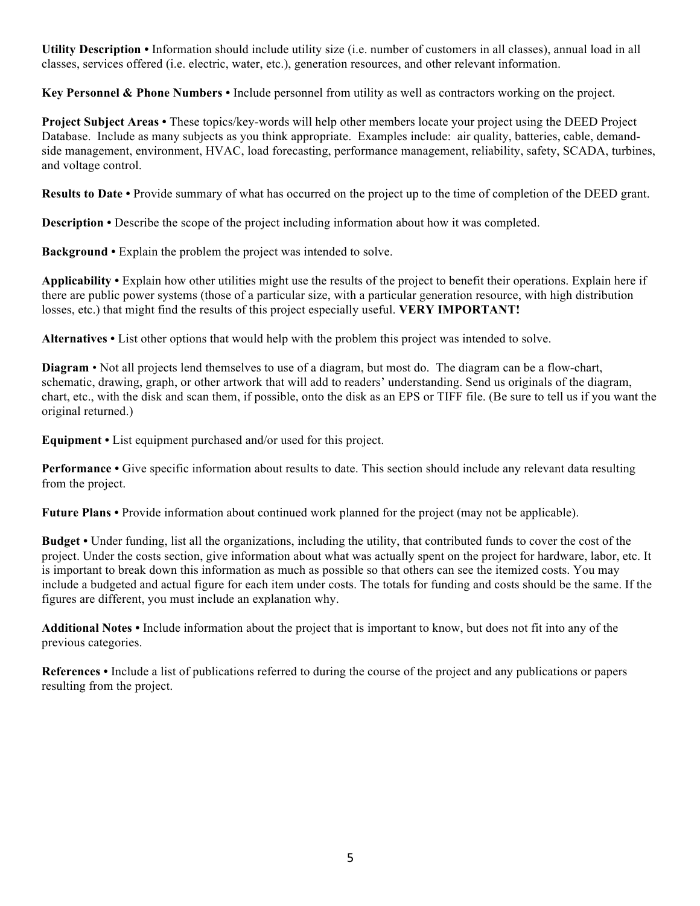**Utility Description •** Information should include utility size (i.e. number of customers in all classes), annual load in all classes, services offered (i.e. electric, water, etc.), generation resources, and other relevant information.

**Key Personnel & Phone Numbers •** Include personnel from utility as well as contractors working on the project.

**Project Subject Areas •** These topics/key-words will help other members locate your project using the DEED Project Database. Include as many subjects as you think appropriate. Examples include: air quality, batteries, cable, demand-side management, environment, HVAC, load forecasting, performance management, reliability, safety, SCADA, turbines, and voltage control.

**Results to Date •** Provide summary of what has occurred on the project up to the time of completion of the DEED grant.

**Description •** Describe the scope of the project including information about how it was completed.

**Background •** Explain the problem the project was intended to solve.

**Applicability •** Explain how other utilities might use the results of the project to benefit their operations. Explain here if there are public power systems (those of a particular size, with a particular generation resource, with high distribution losses, etc.) that might find the results of this project especially useful. **VERY IMPORTANT!**

**Alternatives •** List other options that would help with the problem this project was intended to solve.

**Diagram** • Not all projects lend themselves to use of a diagram, but most do. The diagram can be a flow-chart, schematic, drawing, graph, or other artwork that will add to readers' understanding. Send us originals of the diagram, chart, etc., with the disk and scan them, if possible, onto the disk as an EPS or TIFF file. (Be sure to tell us if you want the original returned.)

**Equipment •** List equipment purchased and/or used for this project.

**Performance •** Give specific information about results to date. This section should include any relevant data resulting from the project.

**Future Plans •** Provide information about continued work planned for the project (may not be applicable).

**Budget •** Under funding, list all the organizations, including the utility, that contributed funds to cover the cost of the project. Under the costs section, give information about what was actually spent on the project for hardware, labor, etc. It is important to break down this information as much as possible so that others can see the itemized costs. You may include a budgeted and actual figure for each item under costs. The totals for funding and costs should be the same. If the figures are different, you must include an explanation why.

**Additional Notes •** Include information about the project that is important to know, but does not fit into any of the previous categories.

**References •** Include a list of publications referred to during the course of the project and any publications or papers resulting from the project.